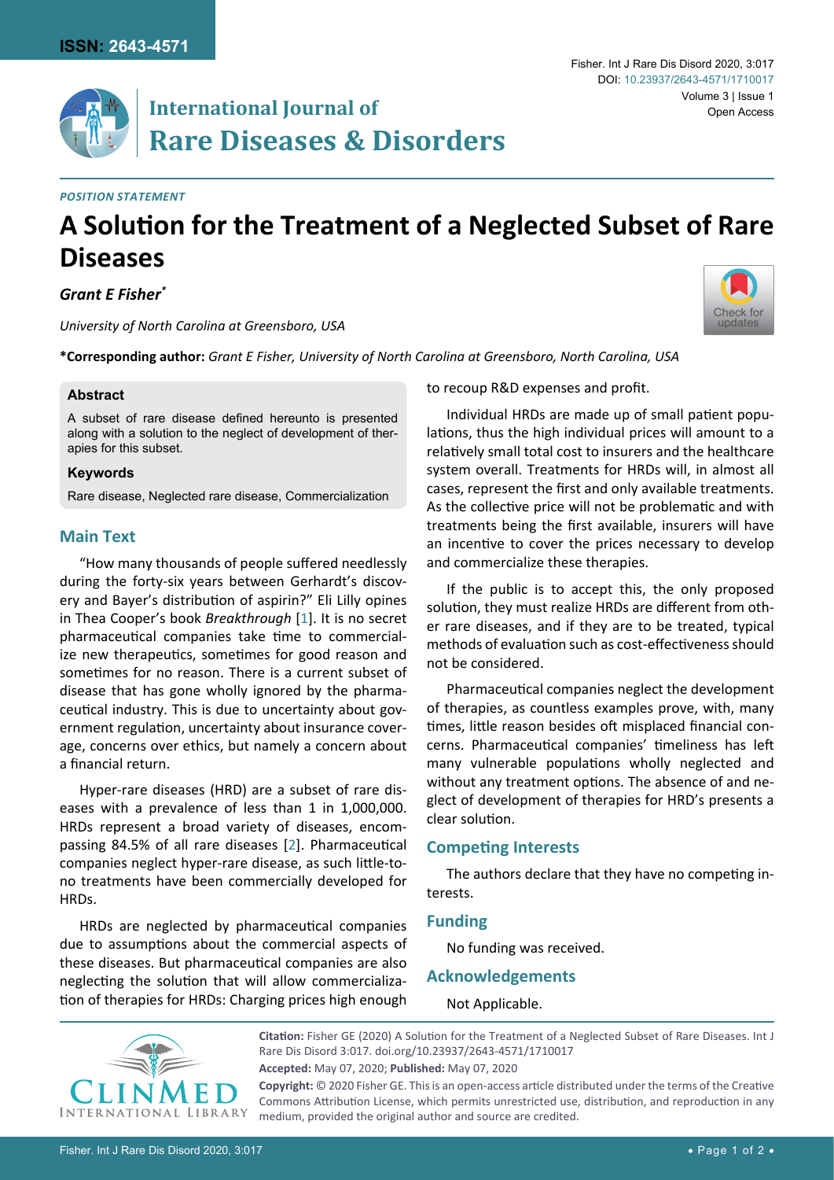POSITION STATEMENT

# A Solution for the Treatment of a Neglected Subset of Rare Diseases

***Grant E Fisher****

*University of North Carolina at Greensboro, USA*

**\*Corresponding author:** *Grant E Fisher, University of North Carolina at Greensboro, North Carolina, USA*

### Abstract

A subset of rare disease defined hereunto is presented along with a solution to the neglect of development of therapies for this subset.

### Keywords

Rare disease, Neglected rare disease, Commercialization

## Main Text

"How many thousands of people suffered needlessly during the forty-six years between Gerhardt's discovery and Bayer's distribution of aspirin?" Eli Lilly opines in Thea Cooper's book *Breakthrough* [1]. It is no secret pharmaceutical companies take time to commercialize new therapeutics, sometimes for good reason and sometimes for no reason. There is a current subset of disease that has gone wholly ignored by the pharmaceutical industry. This is due to uncertainty about government regulation, uncertainty about insurance coverage, concerns over ethics, but namely a concern about a financial return.

Hyper-rare diseases (HRD) are a subset of rare diseases with a prevalence of less than 1 in 1,000,000. HRDs represent a broad variety of diseases, encompassing 84.5% of all rare diseases [2]. Pharmaceutical companies neglect hyper-rare disease, as such little-to-no treatments have been commercially developed for HRDs.

HRDs are neglected by pharmaceutical companies due to assumptions about the commercial aspects of these diseases. But pharmaceutical companies are also neglecting the solution that will allow commercialization of therapies for HRDs: Charging prices high enough to recoup R&D expenses and profit.

Individual HRDs are made up of small patient populations, thus the high individual prices will amount to a relatively small total cost to insurers and the healthcare system overall. Treatments for HRDs will, in almost all cases, represent the first and only available treatments. As the collective price will not be problematic and with treatments being the first available, insurers will have an incentive to cover the prices necessary to develop and commercialize these therapies.

If the public is to accept this, the only proposed solution, they must realize HRDs are different from other rare diseases, and if they are to be treated, typical methods of evaluation such as cost-effectiveness should not be considered.

Pharmaceutical companies neglect the development of therapies, as countless examples prove, with, many times, little reason besides oft misplaced financial concerns. Pharmaceutical companies' timeliness has left many vulnerable populations wholly neglected and without any treatment options. The absence of and neglect of development of therapies for HRD's presents a clear solution.

## Competing Interests

The authors declare that they have no competing interests.

## Funding

No funding was received.

## Acknowledgements

Not Applicable.

**Citation:** Fisher GE (2020) A Solution for the Treatment of a Neglected Subset of Rare Diseases. Int J Rare Dis Disord 3:017. doi.org/10.23937/2643-4571/1710017

**Accepted:** May 07, 2020; **Published:** May 07, 2020

**Copyright:** © 2020 Fisher GE. This is an open-access article distributed under the terms of the Creative Commons Attribution License, which permits unrestricted use, distribution, and reproduction in any medium, provided the original author and source are credited.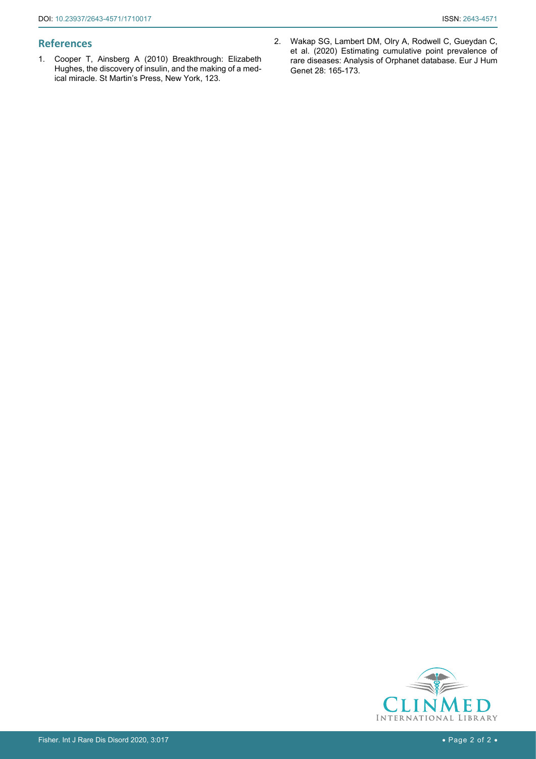## References

1. Cooper T, Ainsberg A (2010) Breakthrough: Elizabeth Hughes, the discovery of insulin, and the making of a medical miracle. St Martin's Press, New York, 123.
2. Wakap SG, Lambert DM, Olry A, Rodwell C, Gueydan C, et al. (2020) Estimating cumulative point prevalence of rare diseases: Analysis of Orphanet database. Eur J Hum Genet 28: 165-173.